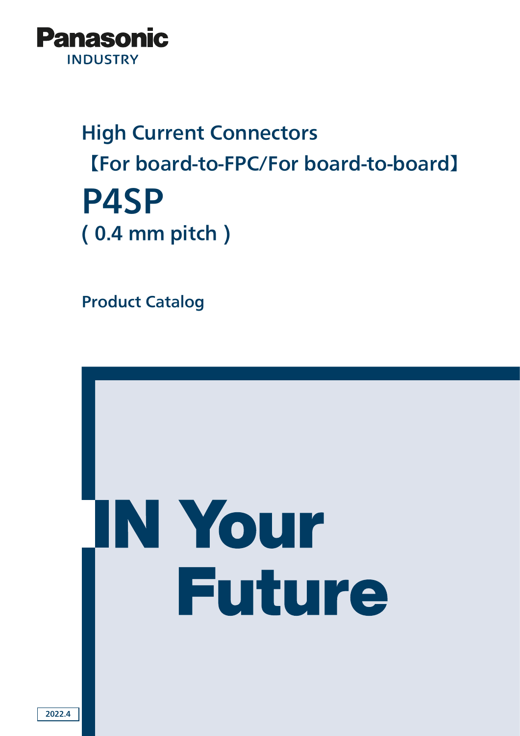Panasonic

INDUSTRY

# High Current Connectors

## 【For board-to-FPC/For board-to-board】

# P4SP

## ( 0.4 mm pitch )

**Product Catalog**

IN Your Future

2022.4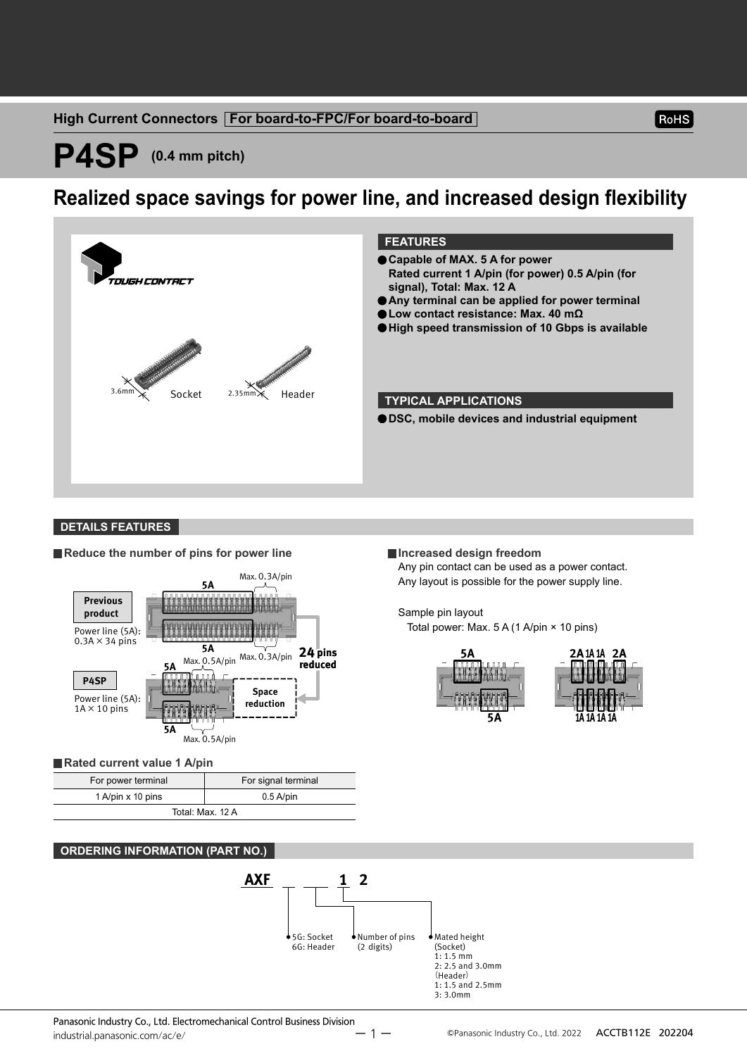High Current Connectors For board-to-FPC/For board-to-board

RoHS

# P4SP (0.4 mm pitch)

## Realized space savings for power line, and increased design flexibility

TOUGH CONTACT

3.6mm Socket 2.35mm Header

### FEATURES

- **Capable of MAX. 5 A for power Rated current 1 A/pin (for power) 0.5 A/pin (for signal), Total: Max. 12 A**
- **Any terminal can be applied for power terminal**
- **Low contact resistance: Max. 40 mΩ**
- **High speed transmission of 10 Gbps is available**

### TYPICAL APPLICATIONS

- **DSC, mobile devices and industrial equipment**

## DETAILS FEATURES

### Reduce the number of pins for power line

Previous product: Power line (5A): 0.3A × 34 pins (5A, Max. 0.3A/pin)

P4SP: Power line (5A): 1A × 10 pins (5A, Max. 0.5A/pin)

24 pins reduced — Space reduction

### Rated current value 1 A/pin

| For power terminal | For signal terminal |
| --- | --- |
| 1 A/pin x 10 pins | 0.5 A/pin |
| Total: Max. 12 A | |

### Increased design freedom

Any pin contact can be used as a power contact.
Any layout is possible for the power supply line.

Sample pin layout
Total power: Max. 5 A (1 A/pin × 10 pins)

5A / 5A — 2A 1A 1A 2A / 1A 1A 1A 1A

## ORDERING INFORMATION (PART NO.)

AXF □ □□ 1 2

- 5G: Socket, 6G: Header
- Number of pins (2 digits)
- Mated height
  - (Socket) 1: 1.5 mm, 2: 2.5 and 3.0mm
  - (Header) 1: 1.5 and 2.5mm, 3: 3.0mm

Panasonic Industry Co., Ltd. Electromechanical Control Business Division
industrial.panasonic.com/ac/e/

©Panasonic Industry Co., Ltd. 2022 ACCTB112E 202204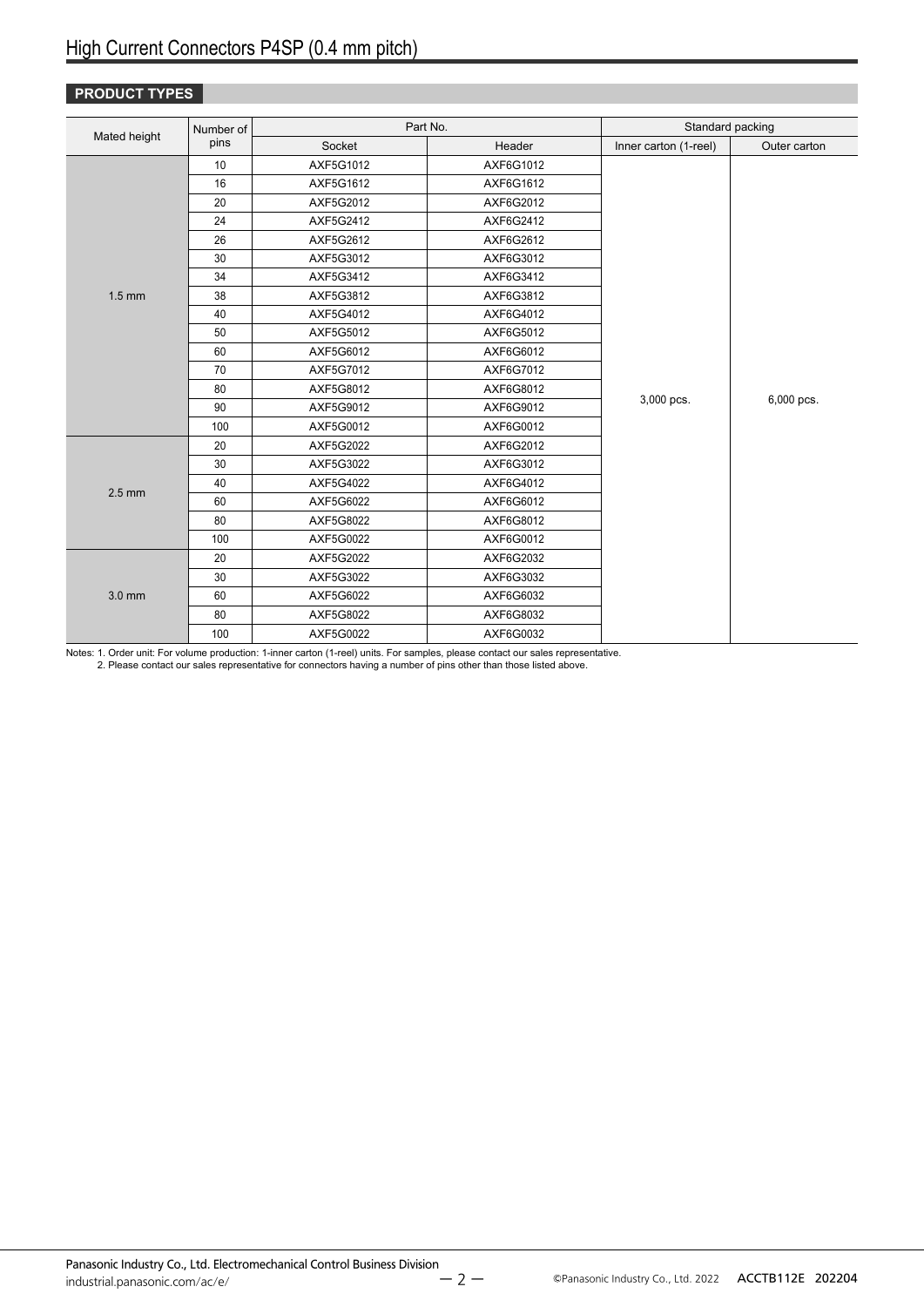# High Current Connectors P4SP (0.4 mm pitch)

## PRODUCT TYPES

| Mated height | Number of pins | Part No. | | Standard packing | |
|---|---|---|---|---|---|
| | | Socket | Header | Inner carton (1-reel) | Outer carton |
| 1.5 mm | 10 | AXF5G1012 | AXF6G1012 | 3,000 pcs. | 6,000 pcs. |
| | 16 | AXF5G1612 | AXF6G1612 | | |
| | 20 | AXF5G2012 | AXF6G2012 | | |
| | 24 | AXF5G2412 | AXF6G2412 | | |
| | 26 | AXF5G2612 | AXF6G2612 | | |
| | 30 | AXF5G3012 | AXF6G3012 | | |
| | 34 | AXF5G3412 | AXF6G3412 | | |
| | 38 | AXF5G3812 | AXF6G3812 | | |
| | 40 | AXF5G4012 | AXF6G4012 | | |
| | 50 | AXF5G5012 | AXF6G5012 | | |
| | 60 | AXF5G6012 | AXF6G6012 | | |
| | 70 | AXF5G7012 | AXF6G7012 | | |
| | 80 | AXF5G8012 | AXF6G8012 | | |
| | 90 | AXF5G9012 | AXF6G9012 | | |
| | 100 | AXF5G0012 | AXF6G0012 | | |
| 2.5 mm | 20 | AXF5G2022 | AXF6G2012 | | |
| | 30 | AXF5G3022 | AXF6G3012 | | |
| | 40 | AXF5G4022 | AXF6G4012 | | |
| | 60 | AXF5G6022 | AXF6G6012 | | |
| | 80 | AXF5G8022 | AXF6G8012 | | |
| | 100 | AXF5G0022 | AXF6G0012 | | |
| 3.0 mm | 20 | AXF5G2022 | AXF6G2032 | | |
| | 30 | AXF5G3022 | AXF6G3032 | | |
| | 60 | AXF5G6022 | AXF6G6032 | | |
| | 80 | AXF5G8022 | AXF6G8032 | | |
| | 100 | AXF5G0022 | AXF6G0032 | | |

Notes: 1. Order unit: For volume production: 1-inner carton (1-reel) units. For samples, please contact our sales representative.
2. Please contact our sales representative for connectors having a number of pins other than those listed above.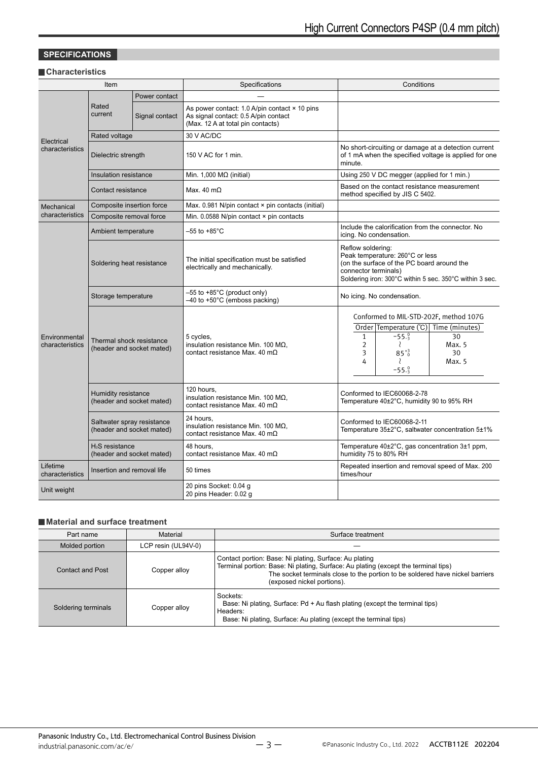## SPECIFICATIONS

### Characteristics

| Item | | | Specifications | Conditions |
|---|---|---|---|---|
| Electrical characteristics | Rated current | Power contact | — | |
| | | Signal contact | As power contact: 1.0 A/pin contact × 10 pins<br>As signal contact: 0.5 A/pin contact<br>(Max. 12 A at total pin contacts) | |
| | Rated voltage | | 30 V AC/DC | |
| | Dielectric strength | | 150 V AC for 1 min. | No short-circuiting or damage at a detection current of 1 mA when the specified voltage is applied for one minute. |
| | Insulation resistance | | Min. 1,000 MΩ (initial) | Using 250 V DC megger (applied for 1 min.) |
| | Contact resistance | | Max. 40 mΩ | Based on the contact resistance measurement method specified by JIS C 5402. |
| Mechanical characteristics | Composite insertion force | | Max. 0.981 N/pin contact × pin contacts (initial) | |
| | Composite removal force | | Min. 0.0588 N/pin contact × pin contacts | |
| Environmental characteristics | Ambient temperature | | –55 to +85°C | Include the calorification from the connector. No icing. No condensation. |
| | Soldering heat resistance | | The initial specification must be satisfied electrically and mechanically. | Reflow soldering:<br>Peak temperature: 260°C or less<br>(on the surface of the PC board around the connector terminals)<br>Soldering iron: 300°C within 5 sec. 350°C within 3 sec. |
| | Storage temperature | | –55 to +85°C (product only)<br>–40 to +50°C (emboss packing) | No icing. No condensation. |
| | Thermal shock resistance (header and socket mated) | | 5 cycles,<br>insulation resistance Min. 100 MΩ,<br>contact resistance Max. 40 mΩ | Conformed to MIL-STD-202F, method 107G<br>Order / Temperature (℃) / Time (minutes):<br>1 / $-55^{0}_{-3}$ / 30<br>2 / ~ / Max. 5<br>3 / $85^{+3}_{0}$ / 30<br>4 / ~ / Max. 5<br>$-55^{0}_{-3}$ |
| | Humidity resistance (header and socket mated) | | 120 hours,<br>insulation resistance Min. 100 MΩ,<br>contact resistance Max. 40 mΩ | Conformed to IEC60068-2-78<br>Temperature 40±2°C, humidity 90 to 95% RH |
| | Saltwater spray resistance (header and socket mated) | | 24 hours,<br>insulation resistance Min. 100 MΩ,<br>contact resistance Max. 40 mΩ | Conformed to IEC60068-2-11<br>Temperature 35±2°C, saltwater concentration 5±1% |
| | $H_2S$ resistance (header and socket mated) | | 48 hours,<br>contact resistance Max. 40 mΩ | Temperature 40±2°C, gas concentration 3±1 ppm, humidity 75 to 80% RH |
| Lifetime characteristics | Insertion and removal life | | 50 times | Repeated insertion and removal speed of Max. 200 times/hour |
| Unit weight | | | 20 pins Socket: 0.04 g<br>20 pins Header: 0.02 g | |

### Material and surface treatment

| Part name | Material | Surface treatment |
|---|---|---|
| Molded portion | LCP resin (UL94V-0) | — |
| Contact and Post | Copper alloy | Contact portion: Base: Ni plating, Surface: Au plating<br>Terminal portion: Base: Ni plating, Surface: Au plating (except the terminal tips)<br>The socket terminals close to the portion to be soldered have nickel barriers (exposed nickel portions). |
| Soldering terminals | Copper alloy | Sockets:<br>Base: Ni plating, Surface: Pd + Au flash plating (except the terminal tips)<br>Headers:<br>Base: Ni plating, Surface: Au plating (except the terminal tips) |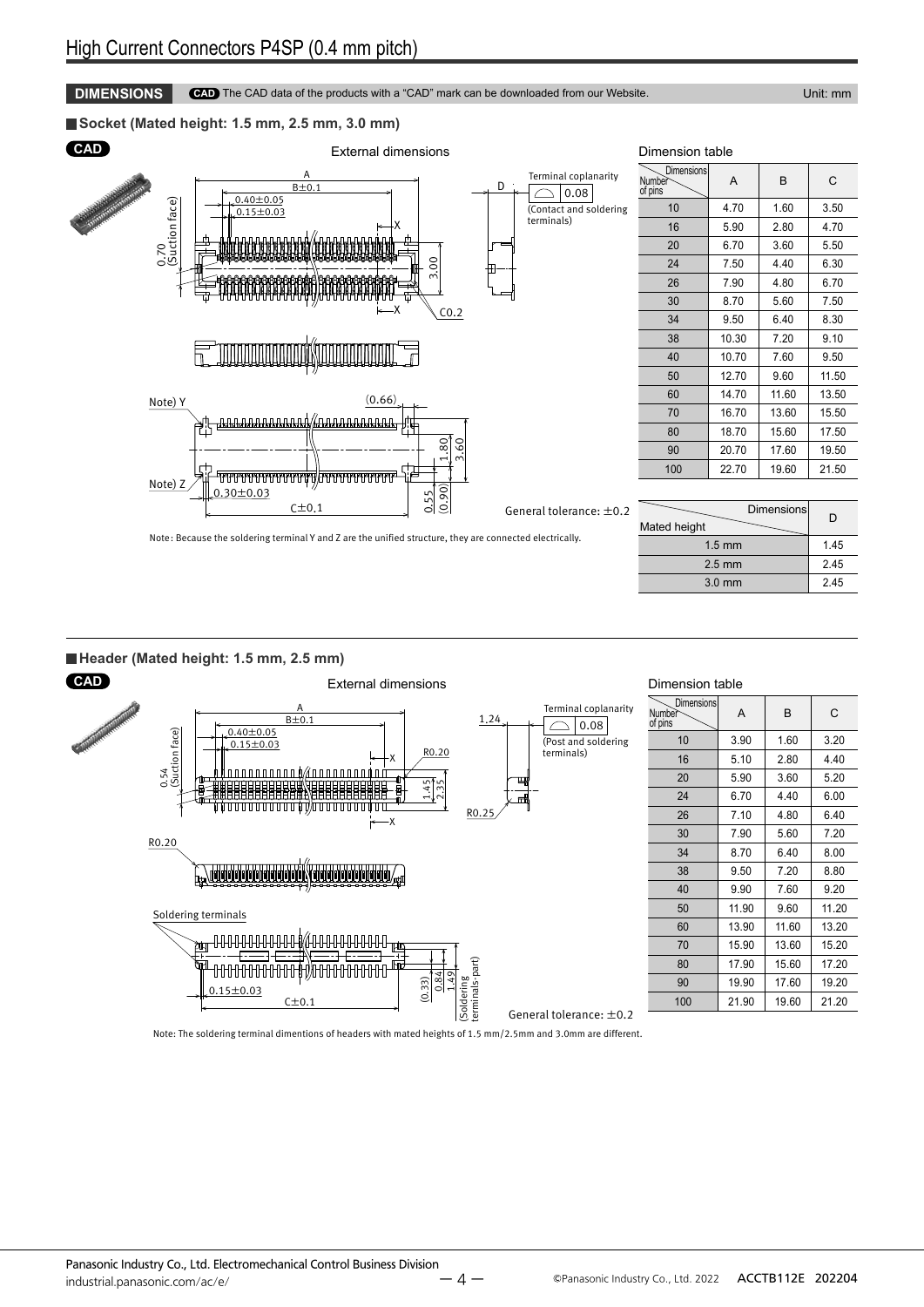# High Current Connectors P4SP (0.4 mm pitch)

**DIMENSIONS** CAD The CAD data of the products with a "CAD" mark can be downloaded from our Website. Unit: mm

## Socket (Mated height: 1.5 mm, 2.5 mm, 3.0 mm)

CAD

External dimensions

A
B±0.1
0.40±0.05
0.15±0.03
0.70 (Suction face)
X
3.00
X
C0.2
D
Terminal coplanarity 0.08 (Contact and soldering terminals)
Note) Y
(0.66)
1.80
3.60
Note) Z
0.30±0.03
0.55
(0.90)
C±0.1

General tolerance: ±0.2

Note: Because the soldering terminal Y and Z are the unified structure, they are connected electrically.

Dimension table

| Number of pins \ Dimensions | A | B | C |
|---|---|---|---|
| 10 | 4.70 | 1.60 | 3.50 |
| 16 | 5.90 | 2.80 | 4.70 |
| 20 | 6.70 | 3.60 | 5.50 |
| 24 | 7.50 | 4.40 | 6.30 |
| 26 | 7.90 | 4.80 | 6.70 |
| 30 | 8.70 | 5.60 | 7.50 |
| 34 | 9.50 | 6.40 | 8.30 |
| 38 | 10.30 | 7.20 | 9.10 |
| 40 | 10.70 | 7.60 | 9.50 |
| 50 | 12.70 | 9.60 | 11.50 |
| 60 | 14.70 | 11.60 | 13.50 |
| 70 | 16.70 | 13.60 | 15.50 |
| 80 | 18.70 | 15.60 | 17.50 |
| 90 | 20.70 | 17.60 | 19.50 |
| 100 | 22.70 | 19.60 | 21.50 |

| Mated height \ Dimensions | D |
|---|---|
| 1.5 mm | 1.45 |
| 2.5 mm | 2.45 |
| 3.0 mm | 2.45 |

## Header (Mated height: 1.5 mm, 2.5 mm)

CAD

External dimensions

A
B±0.1
0.40±0.05
0.15±0.03
0.54 (Suction face)
X
R0.20
1.45
2.35
X
1.24
Terminal coplanarity 0.08 (Post and soldering terminals)
R0.25
R0.20
Soldering terminals
(0.33)
0.84
1.49
(Soldering terminals part)
0.15±0.03
C±0.1

General tolerance: ±0.2

Note: The soldering terminal dimentions of headers with mated heights of 1.5 mm/2.5mm and 3.0mm are different.

Dimension table

| Number of pins \ Dimensions | A | B | C |
|---|---|---|---|
| 10 | 3.90 | 1.60 | 3.20 |
| 16 | 5.10 | 2.80 | 4.40 |
| 20 | 5.90 | 3.60 | 5.20 |
| 24 | 6.70 | 4.40 | 6.00 |
| 26 | 7.10 | 4.80 | 6.40 |
| 30 | 7.90 | 5.60 | 7.20 |
| 34 | 8.70 | 6.40 | 8.00 |
| 38 | 9.50 | 7.20 | 8.80 |
| 40 | 9.90 | 7.60 | 9.20 |
| 50 | 11.90 | 9.60 | 11.20 |
| 60 | 13.90 | 11.60 | 13.20 |
| 70 | 15.90 | 13.60 | 15.20 |
| 80 | 17.90 | 15.60 | 17.20 |
| 90 | 19.90 | 17.60 | 19.20 |
| 100 | 21.90 | 19.60 | 21.20 |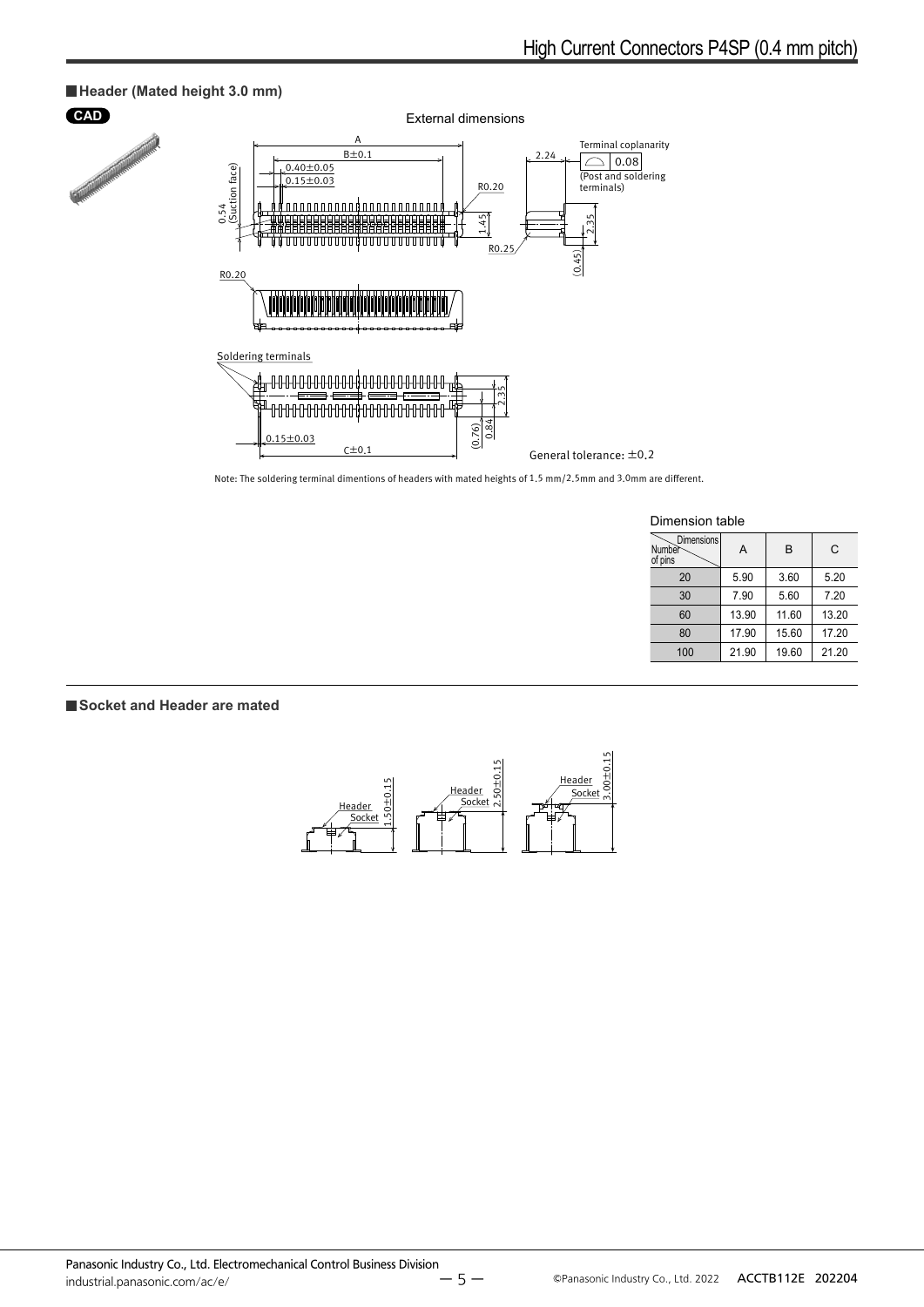## Header (Mated height 3.0 mm)

CAD

External dimensions

Terminal coplanarity 0.08 (Post and soldering terminals)

Soldering terminals

General tolerance: ±0.2

Note: The soldering terminal dimentions of headers with mated heights of 1.5 mm/2.5mm and 3.0mm are different.

Dimension table

| Number of pins \ Dimensions | A | B | C |
|---|---|---|---|
| 20 | 5.90 | 3.60 | 5.20 |
| 30 | 7.90 | 5.60 | 7.20 |
| 60 | 13.90 | 11.60 | 13.20 |
| 80 | 17.90 | 15.60 | 17.20 |
| 100 | 21.90 | 19.60 | 21.20 |

## Socket and Header are mated

Header, Socket: 1.50±0.15

Header, Socket: 2.50±0.15

Header, Socket: 3.00±0.15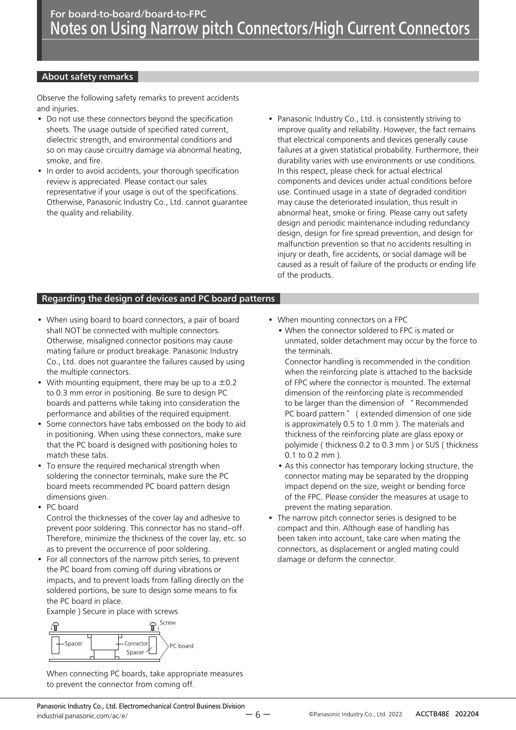## For board-to-board/board-to-FPC
# Notes on Using Narrow pitch Connectors/High Current Connectors

## About safety remarks

Observe the following safety remarks to prevent accidents and injuries.

- Do not use these connectors beyond the specification sheets. The usage outside of specified rated current, dielectric strength, and environmental conditions and so on may cause circuitry damage via abnormal heating, smoke, and fire.
- In order to avoid accidents, your thorough specification review is appreciated. Please contact our sales representative if your usage is out of the specifications. Otherwise, Panasonic Industry Co., Ltd. cannot guarantee the quality and reliability.
- Panasonic Industry Co., Ltd. is consistently striving to improve quality and reliability. However, the fact remains that electrical components and devices generally cause failures at a given statistical probability. Furthermore, their durability varies with use environments or use conditions. In this respect, please check for actual electrical components and devices under actual conditions before use. Continued usage in a state of degraded condition may cause the deteriorated insulation, thus result in abnormal heat, smoke or firing. Please carry out safety design and periodic maintenance including redundancy design, design for fire spread prevention, and design for malfunction prevention so that no accidents resulting in injury or death, fire accidents, or social damage will be caused as a result of failure of the products or ending life of the products.

## Regarding the design of devices and PC board patterns

- When using board to board connectors, a pair of board shall NOT be connected with multiple connectors. Otherwise, misaligned connector positions may cause mating failure or product breakage. Panasonic Industry Co., Ltd. does not guarantee the failures caused by using the multiple connectors.
- With mounting equipment, there may be up to a ±0.2 to 0.3 mm error in positioning. Be sure to design PC boards and patterns while taking into consideration the performance and abilities of the required equipment.
- Some connectors have tabs embossed on the body to aid in positioning. When using these connectors, make sure that the PC board is designed with positioning holes to match these tabs.
- To ensure the required mechanical strength when soldering the connector terminals, make sure the PC board meets recommended PC board pattern design dimensions given.
- PC board
  Control the thicknesses of the cover lay and adhesive to prevent poor soldering. This connector has no stand–off. Therefore, minimize the thickness of the cover lay, etc. so as to prevent the occurrence of poor soldering.
- For all connectors of the narrow pitch series, to prevent the PC board from coming off during vibrations or impacts, and to prevent loads from falling directly on the soldered portions, be sure to design some means to fix the PC board in place.
  Example ) Secure in place with screws

  Screw / Spacer / Connector / Spacer / PC board

  When connecting PC boards, take appropriate measures to prevent the connector from coming off.
- When mounting connectors on a FPC
  - When the connector soldered to FPC is mated or unmated, solder detachment may occur by the force to the terminals.
    Connector handling is recommended in the condition when the reinforcing plate is attached to the backside of FPC where the connector is mounted. The external dimension of the reinforcing plate is recommended to be larger than the dimension of "Recommended PC board pattern" ( extended dimension of one side is approximately 0.5 to 1.0 mm ). The materials and thickness of the reinforcing plate are glass epoxy or polyimide ( thickness 0.2 to 0.3 mm ) or SUS ( thickness 0.1 to 0.2 mm ).
  - As this connector has temporary locking structure, the connector mating may be separated by the dropping impact depend on the size, weight or bending force of the FPC. Please consider the measures at usage to prevent the mating separation.
- The narrow pitch connector series is designed to be compact and thin. Although ease of handling has been taken into account, take care when mating the connectors, as displacement or angled mating could damage or deform the connector.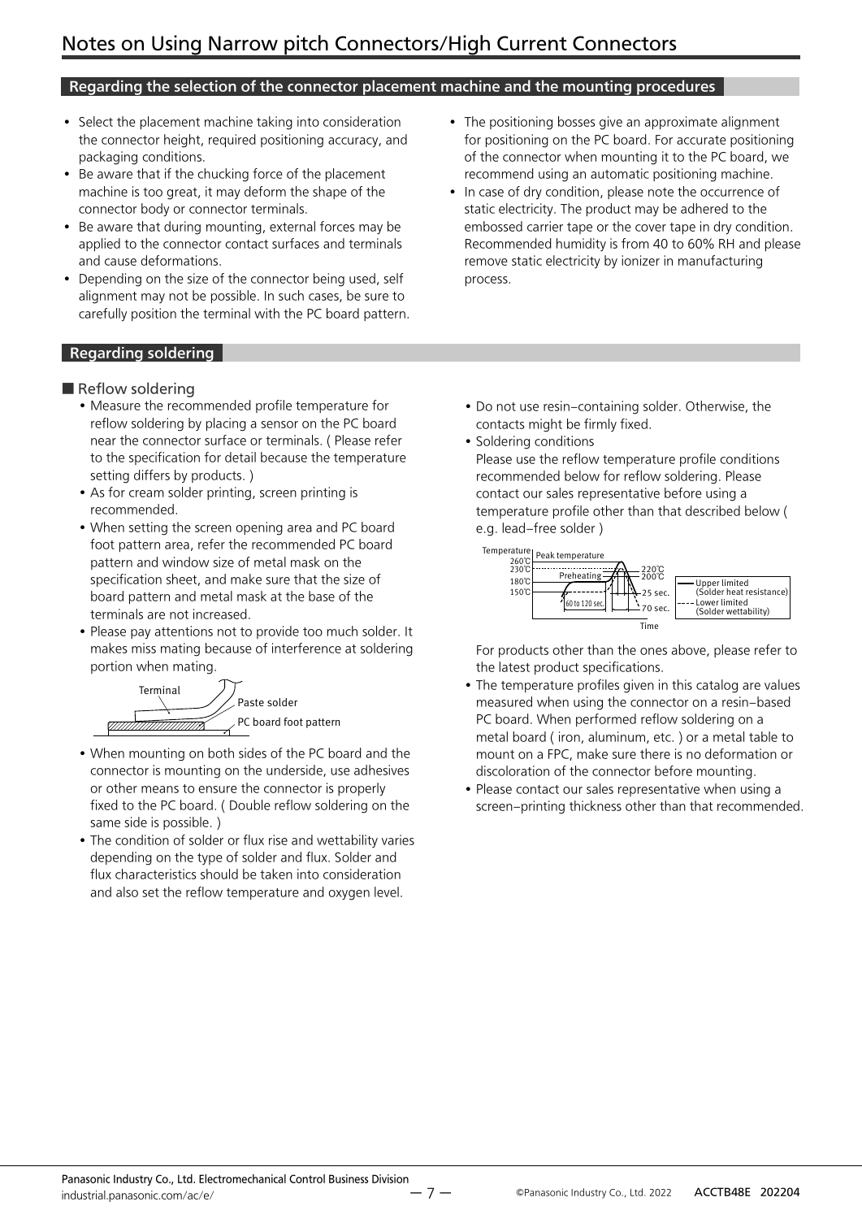# Notes on Using Narrow pitch Connectors/High Current Connectors

## Regarding the selection of the connector placement machine and the mounting procedures

- Select the placement machine taking into consideration the connector height, required positioning accuracy, and packaging conditions.
- Be aware that if the chucking force of the placement machine is too great, it may deform the shape of the connector body or connector terminals.
- Be aware that during mounting, external forces may be applied to the connector contact surfaces and terminals and cause deformations.
- Depending on the size of the connector being used, self alignment may not be possible. In such cases, be sure to carefully position the terminal with the PC board pattern.
- The positioning bosses give an approximate alignment for positioning on the PC board. For accurate positioning of the connector when mounting it to the PC board, we recommend using an automatic positioning machine.
- In case of dry condition, please note the occurrence of static electricity. The product may be adhered to the embossed carrier tape or the cover tape in dry condition. Recommended humidity is from 40 to 60% RH and please remove static electricity by ionizer in manufacturing process.

## Regarding soldering

### ■ Reflow soldering

- Measure the recommended profile temperature for reflow soldering by placing a sensor on the PC board near the connector surface or terminals. ( Please refer to the specification for detail because the temperature setting differs by products. )
- As for cream solder printing, screen printing is recommended.
- When setting the screen opening area and PC board foot pattern area, refer the recommended PC board pattern and window size of metal mask on the specification sheet, and make sure that the size of board pattern and metal mask at the base of the terminals are not increased.
- Please pay attentions not to provide too much solder. It makes miss mating because of interference at soldering portion when mating.

Terminal
Paste solder
PC board foot pattern

- When mounting on both sides of the PC board and the connector is mounting on the underside, use adhesives or other means to ensure the connector is properly fixed to the PC board. ( Double reflow soldering on the same side is possible. )
- The condition of solder or flux rise and wettability varies depending on the type of solder and flux. Solder and flux characteristics should be taken into consideration and also set the reflow temperature and oxygen level.
- Do not use resin–containing solder. Otherwise, the contacts might be firmly fixed.
- Soldering conditions
  Please use the reflow temperature profile conditions recommended below for reflow soldering. Please contact our sales representative before using a temperature profile other than that described below ( e.g. lead–free solder )

Temperature, Peak temperature, 260℃, 230℃, 180℃, 150℃, Preheating, 60 to 120 sec., 220℃, 200℃, 25 sec., 70 sec., Time

Upper limited (Solder heat resistance)
Lower limited (Solder wettability)

For products other than the ones above, please refer to the latest product specifications.

- The temperature profiles given in this catalog are values measured when using the connector on a resin–based PC board. When performed reflow soldering on a metal board ( iron, aluminum, etc. ) or a metal table to mount on a FPC, make sure there is no deformation or discoloration of the connector before mounting.
- Please contact our sales representative when using a screen–printing thickness other than that recommended.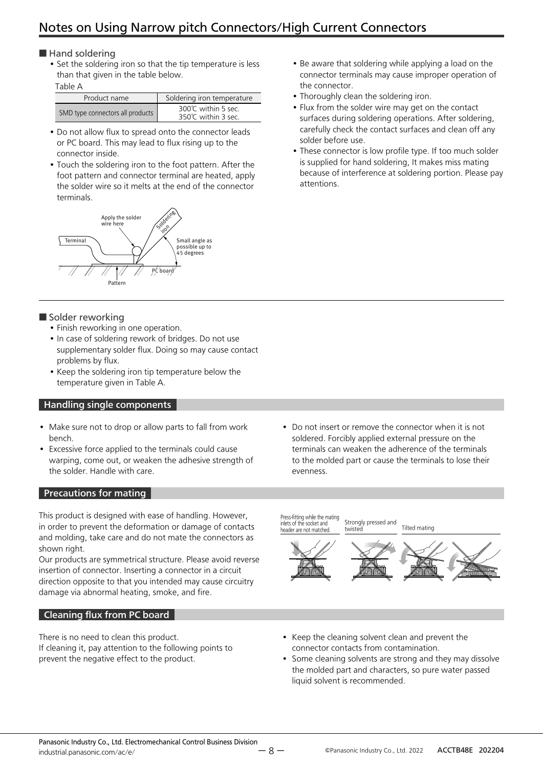# Notes on Using Narrow pitch Connectors/High Current Connectors

## ■ Hand soldering

- Set the soldering iron so that the tip temperature is less than that given in the table below.

Table A

| Product name | Soldering iron temperature |
|---|---|
| SMD type connectors all products | 300℃ within 5 sec.<br>350℃ within 3 sec. |

- Do not allow flux to spread onto the connector leads or PC board. This may lead to flux rising up to the connector inside.
- Touch the soldering iron to the foot pattern. After the foot pattern and connector terminal are heated, apply the solder wire so it melts at the end of the connector terminals.

- Be aware that soldering while applying a load on the connector terminals may cause improper operation of the connector.
- Thoroughly clean the soldering iron.
- Flux from the solder wire may get on the contact surfaces during soldering operations. After soldering, carefully check the contact surfaces and clean off any solder before use.
- These connector is low profile type. If too much solder is supplied for hand soldering, It makes miss mating because of interference at soldering portion. Please pay attentions.

## ■ Solder reworking

- Finish reworking in one operation.
- In case of soldering rework of bridges. Do not use supplementary solder flux. Doing so may cause contact problems by flux.
- Keep the soldering iron tip temperature below the temperature given in Table A.

## Handling single components

- Make sure not to drop or allow parts to fall from work bench.
- Excessive force applied to the terminals could cause warping, come out, or weaken the adhesive strength of the solder. Handle with care.
- Do not insert or remove the connector when it is not soldered. Forcibly applied external pressure on the terminals can weaken the adherence of the terminals to the molded part or cause the terminals to lose their evenness.

## Precautions for mating

This product is designed with ease of handling. However, in order to prevent the deformation or damage of contacts and molding, take care and do not mate the connectors as shown right.

Our products are symmetrical structure. Please avoid reverse insertion of connector. Inserting a connector in a circuit direction opposite to that you intended may cause circuitry damage via abnormal heating, smoke, and fire.

## Cleaning flux from PC board

There is no need to clean this product.

If cleaning it, pay attention to the following points to prevent the negative effect to the product.

- Keep the cleaning solvent clean and prevent the connector contacts from contamination.
- Some cleaning solvents are strong and they may dissolve the molded part and characters, so pure water passed liquid solvent is recommended.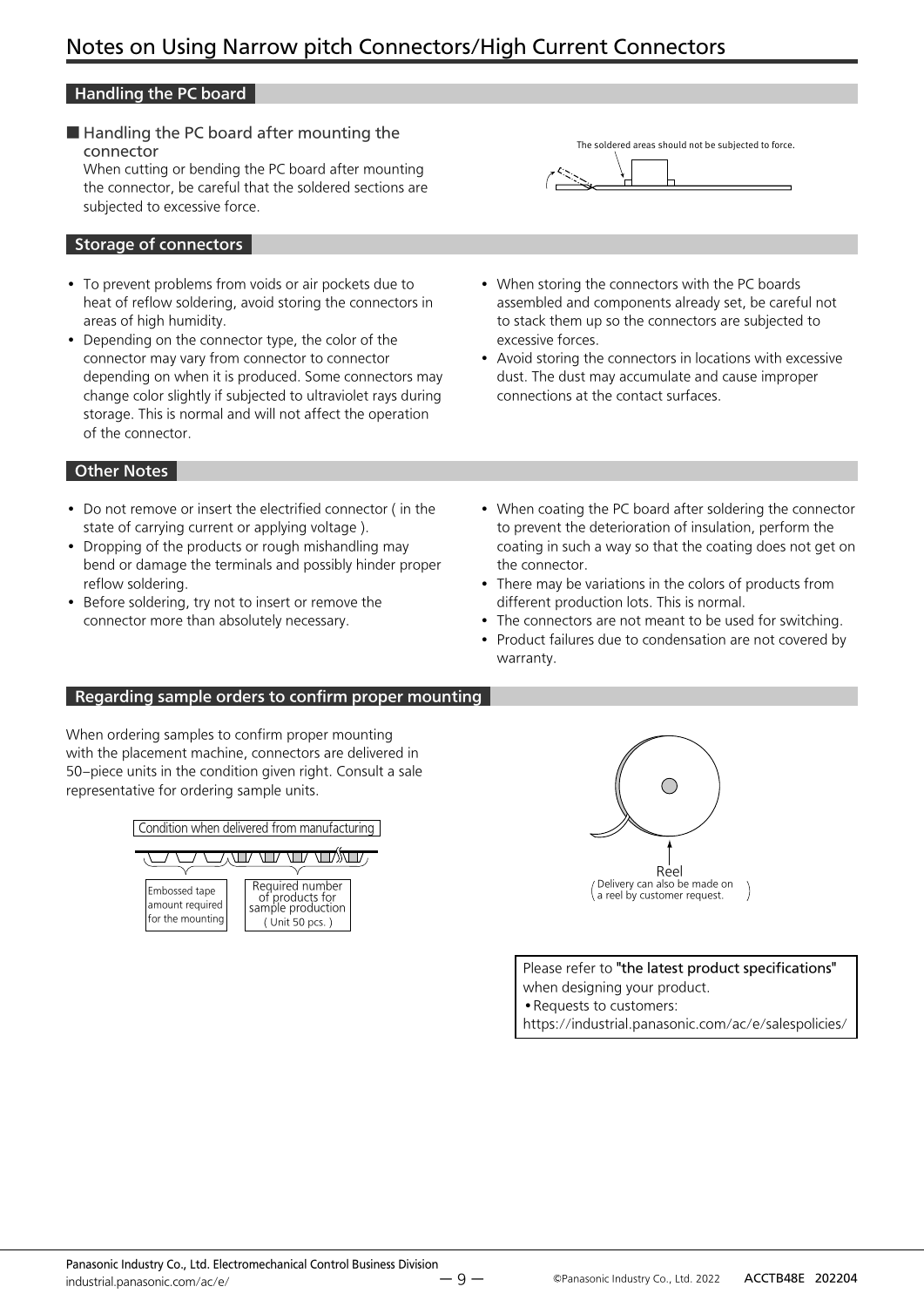# Notes on Using Narrow pitch Connectors/High Current Connectors

## Handling the PC board

### ■ Handling the PC board after mounting the connector

When cutting or bending the PC board after mounting the connector, be careful that the soldered sections are subjected to excessive force.

The soldered areas should not be subjected to force.

## Storage of connectors

- To prevent problems from voids or air pockets due to heat of reflow soldering, avoid storing the connectors in areas of high humidity.
- Depending on the connector type, the color of the connector may vary from connector to connector depending on when it is produced. Some connectors may change color slightly if subjected to ultraviolet rays during storage. This is normal and will not affect the operation of the connector.
- When storing the connectors with the PC boards assembled and components already set, be careful not to stack them up so the connectors are subjected to excessive forces.
- Avoid storing the connectors in locations with excessive dust. The dust may accumulate and cause improper connections at the contact surfaces.

## Other Notes

- Do not remove or insert the electrified connector ( in the state of carrying current or applying voltage ).
- Dropping of the products or rough mishandling may bend or damage the terminals and possibly hinder proper reflow soldering.
- Before soldering, try not to insert or remove the connector more than absolutely necessary.
- When coating the PC board after soldering the connector to prevent the deterioration of insulation, perform the coating in such a way so that the coating does not get on the connector.
- There may be variations in the colors of products from different production lots. This is normal.
- The connectors are not meant to be used for switching.
- Product failures due to condensation are not covered by warranty.

## Regarding sample orders to confirm proper mounting

When ordering samples to confirm proper mounting with the placement machine, connectors are delivered in 50–piece units in the condition given right. Consult a sale representative for ordering sample units.

Condition when delivered from manufacturing

Embossed tape amount required for the mounting

Required number of products for sample production ( Unit 50 pcs. )

Reel
( Delivery can also be made on a reel by customer request. )

Please refer to **"the latest product specifications"** when designing your product.
• Requests to customers:
https://industrial.panasonic.com/ac/e/salespolicies/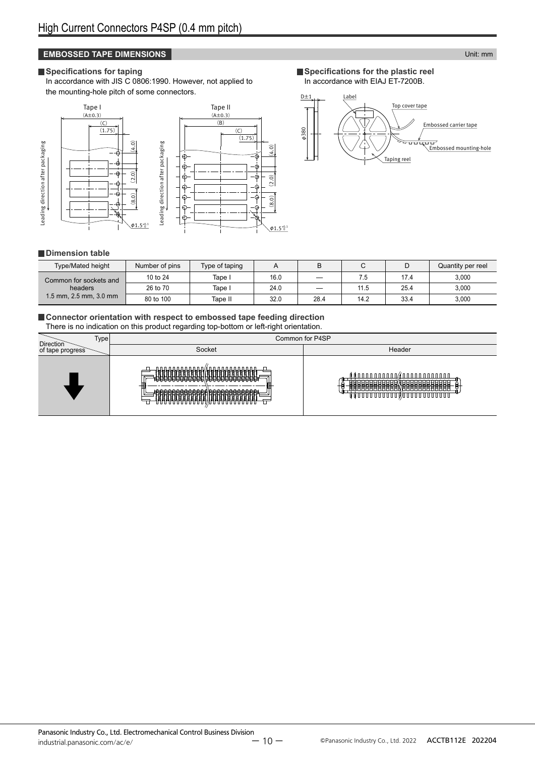## EMBOSSED TAPE DIMENSIONS

Unit: mm

### Specifications for taping

In accordance with JIS C 0806:1990. However, not applied to the mounting-hole pitch of some connectors.

### Specifications for the plastic reel

In accordance with EIAJ ET-7200B.

### Dimension table

| Type/Mated height | Number of pins | Type of taping | A | B | C | D | Quantity per reel |
|---|---|---|---|---|---|---|---|
| Common for sockets and headers 1.5 mm, 2.5 mm, 3.0 mm | 10 to 24 | Tape I | 16.0 | — | 7.5 | 17.4 | 3,000 |
| | 26 to 70 | Tape I | 24.0 | — | 11.5 | 25.4 | 3,000 |
| | 80 to 100 | Tape II | 32.0 | 28.4 | 14.2 | 33.4 | 3,000 |

### Connector orientation with respect to embossed tape feeding direction

There is no indication on this product regarding top-bottom or left-right orientation.

| Type / Direction of tape progress | Common for P4SP | |
|---|---|---|
| | Socket | Header |
| ↓ | | |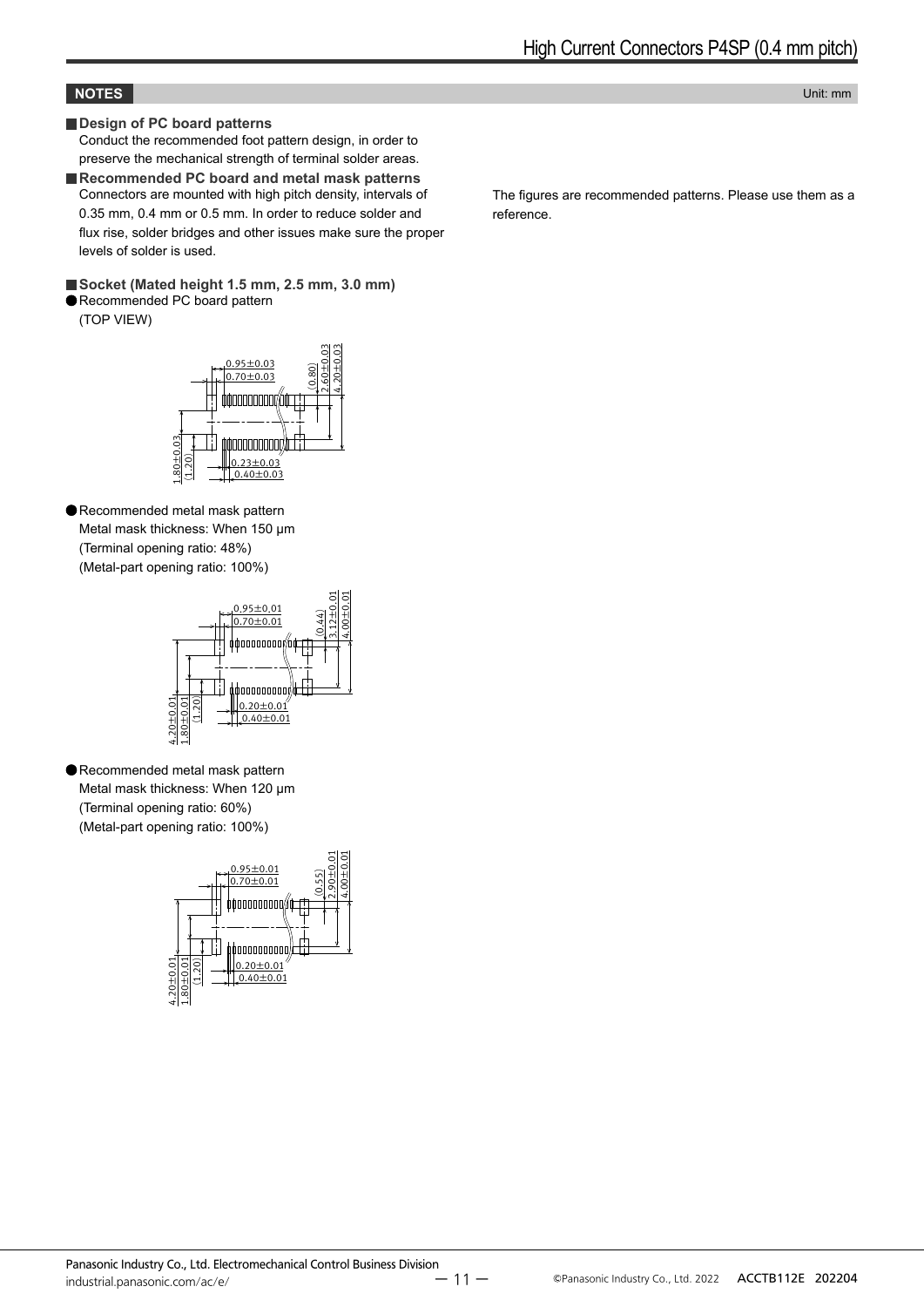## NOTES

Unit: mm

### Design of PC board patterns

Conduct the recommended foot pattern design, in order to preserve the mechanical strength of terminal solder areas.

### Recommended PC board and metal mask patterns

Connectors are mounted with high pitch density, intervals of 0.35 mm, 0.4 mm or 0.5 mm. In order to reduce solder and flux rise, solder bridges and other issues make sure the proper levels of solder is used.

The figures are recommended patterns. Please use them as a reference.

### Socket (Mated height 1.5 mm, 2.5 mm, 3.0 mm)

● Recommended PC board pattern

(TOP VIEW)

0.95±0.03
0.70±0.03
(0.80)
2.60±0.03
4.20±0.03
1.80±0.03
(1.20)
0.23±0.03
0.40±0.03

● Recommended metal mask pattern

Metal mask thickness: When 150 µm

(Terminal opening ratio: 48%)

(Metal-part opening ratio: 100%)

0.95±0.01
0.70±0.01
(0.44)
3.12±0.01
4.00±0.01
4.20±0.01
1.80±0.01
(1.20)
0.20±0.01
0.40±0.01

● Recommended metal mask pattern

Metal mask thickness: When 120 µm

(Terminal opening ratio: 60%)

(Metal-part opening ratio: 100%)

0.95±0.01
0.70±0.01
(0.55)
2.90±0.01
4.00±0.01
4.20±0.01
1.80±0.01
(1.20)
0.20±0.01
0.40±0.01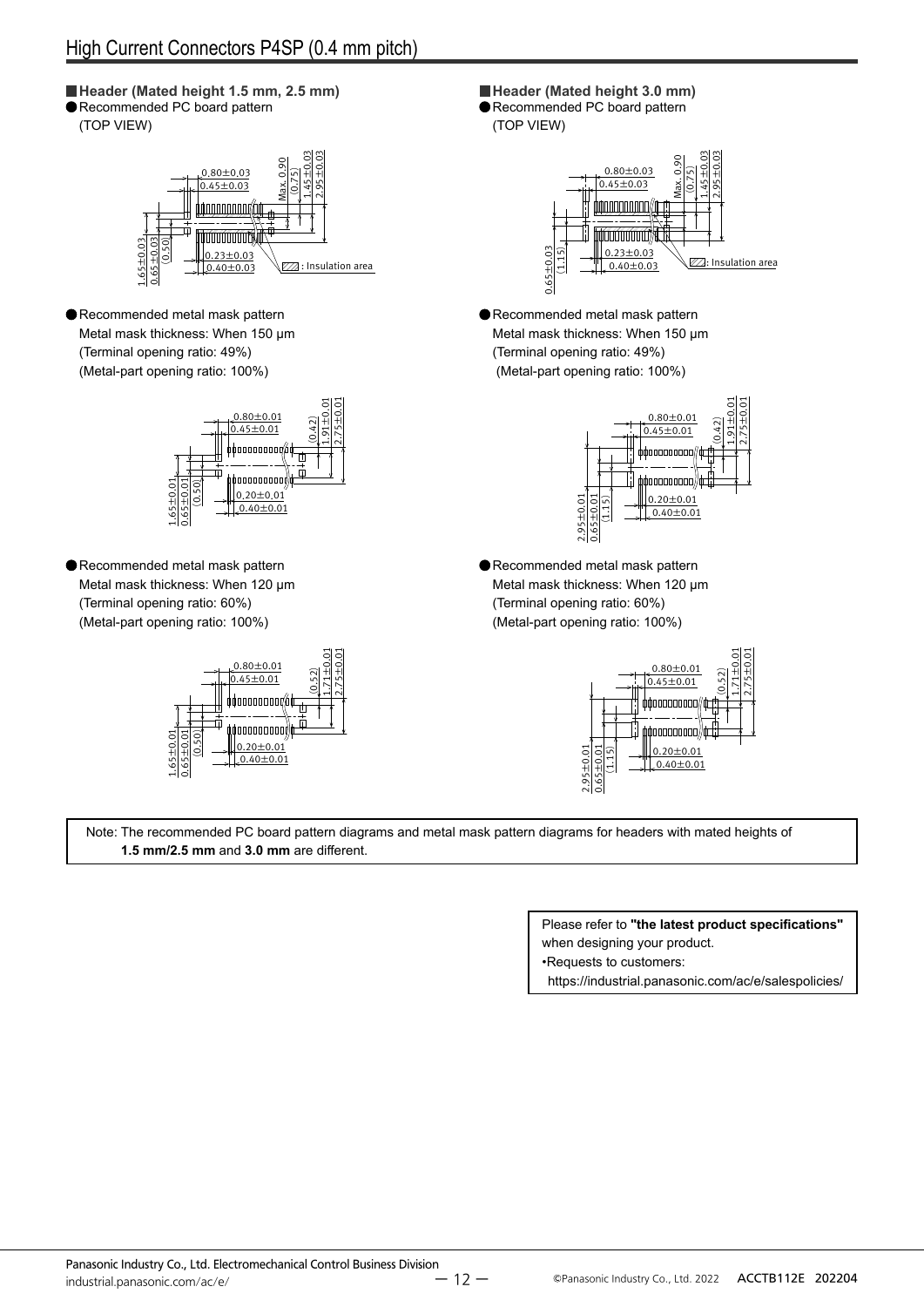## High Current Connectors P4SP (0.4 mm pitch)

### Header (Mated height 1.5 mm, 2.5 mm)

● Recommended PC board pattern
(TOP VIEW)

0.80±0.03
0.45±0.03
Max. 0.90
(0.75)
1.45±0.03
2.95±0.03
1.65±0.03
0.65±0.03
(0.50)
0.23±0.03
0.40±0.03
: Insulation area

● Recommended metal mask pattern
Metal mask thickness: When 150 μm
(Terminal opening ratio: 49%)
(Metal-part opening ratio: 100%)

0.80±0.01
0.45±0.01
(0.42)
1.91±0.01
2.75±0.01
1.65±0.01
0.65±0.01
(0.50)
0.20±0.01
0.40±0.01

● Recommended metal mask pattern
Metal mask thickness: When 120 μm
(Terminal opening ratio: 60%)
(Metal-part opening ratio: 100%)

0.80±0.01
0.45±0.01
(0.52)
1.71±0.01
2.75±0.01
1.65±0.01
0.65±0.01
(0.50)
0.20±0.01
0.40±0.01

### Header (Mated height 3.0 mm)

● Recommended PC board pattern
(TOP VIEW)

0.80±0.03
0.45±0.03
Max. 0.90
(0.75)
1.45±0.03
2.95±0.03
0.65±0.03
(1.15)
0.23±0.03
0.40±0.03
: Insulation area

● Recommended metal mask pattern
Metal mask thickness: When 150 μm
(Terminal opening ratio: 49%)
(Metal-part opening ratio: 100%)

0.80±0.01
0.45±0.01
(0.42)
1.91±0.01
2.75±0.01
2.95±0.01
0.65±0.01
(1.15)
0.20±0.01
0.40±0.01

● Recommended metal mask pattern
Metal mask thickness: When 120 μm
(Terminal opening ratio: 60%)
(Metal-part opening ratio: 100%)

0.80±0.01
0.45±0.01
(0.52)
1.71±0.01
2.75±0.01
2.95±0.01
0.65±0.01
(1.15)
0.20±0.01
0.40±0.01

Note: The recommended PC board pattern diagrams and metal mask pattern diagrams for headers with mated heights of **1.5 mm/2.5 mm** and **3.0 mm** are different.

Please refer to **"the latest product specifications"** when designing your product.
•Requests to customers:
https://industrial.panasonic.com/ac/e/salespolicies/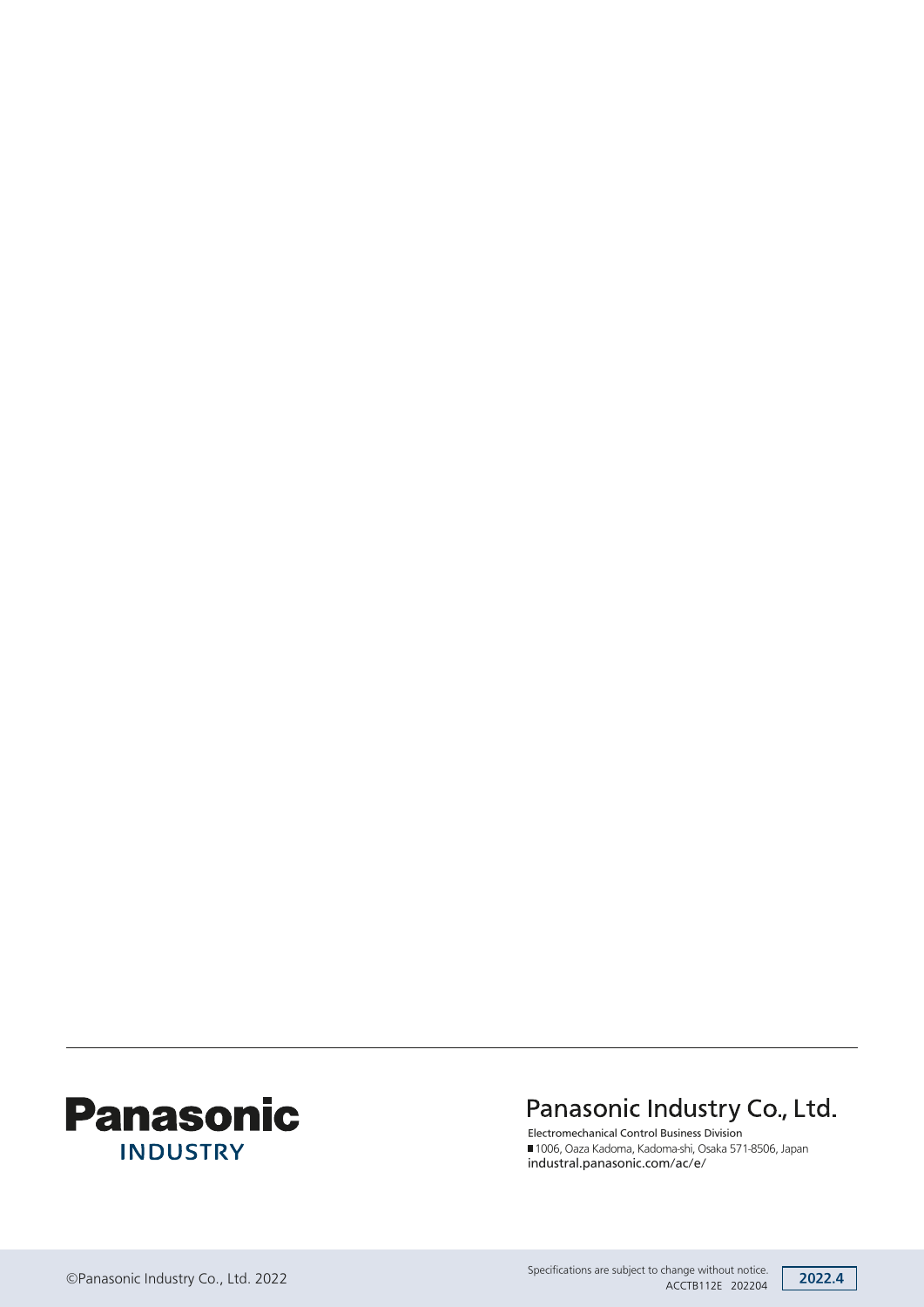Panasonic

INDUSTRY

Panasonic Industry Co., Ltd.

Electromechanical Control Business Division

■1006, Oaza Kadoma, Kadoma-shi, Osaka 571-8506, Japan

industral.panasonic.com/ac/e/

©Panasonic Industry Co., Ltd. 2022

Specifications are subject to change without notice.

ACCTB112E 202204

2022.4